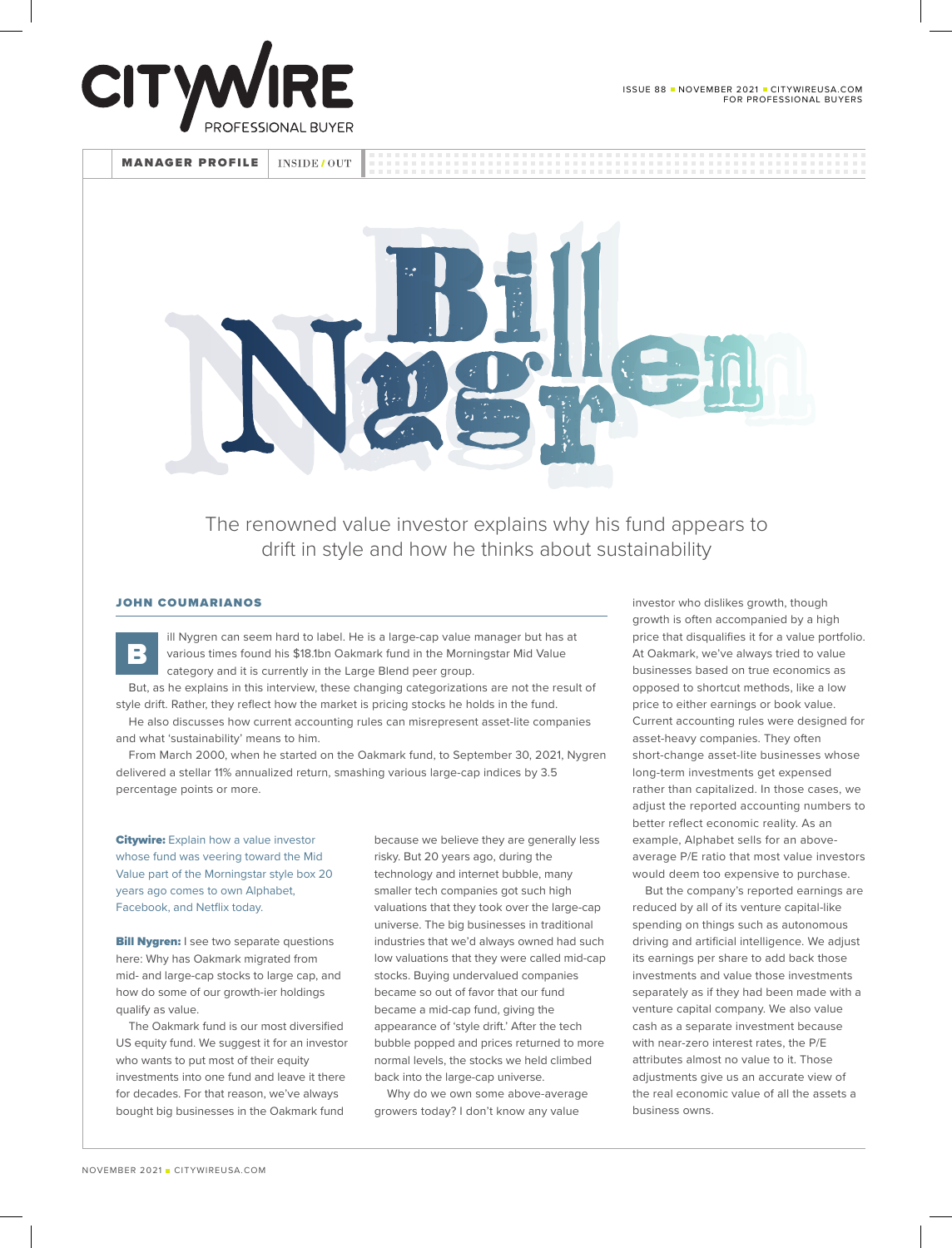MANAGER PROFILE | INSIDE / OUT

# Bill Nygren

The renowned value investor explains why his fund appears to drift in style and how he thinks about sustainability

**JOHN COUMARIANOS**

Bill Nygren can seem hard to label. He is a large-cap value manager but has at various times found his $18.1bn Oakmark fund in the Morningstar Mid Value category and it is currently in the Large Blend peer group.

But, as he explains in this interview, these changing categorizations are not the result of style drift. Rather, they reflect how the market is pricing stocks he holds in the fund.

He also discusses how current accounting rules can misrepresent asset-lite companies and what 'sustainability' means to him.

From March 2000, when he started on the Oakmark fund, to September 30, 2021, Nygren delivered a stellar 11% annualized return, smashing various large-cap indices by 3.5 percentage points or more.

**Citywire:** Explain how a value investor whose fund was veering toward the Mid Value part of the Morningstar style box 20 years ago comes to own Alphabet, Facebook, and Netflix today.

**Bill Nygren:** I see two separate questions here: Why has Oakmark migrated from mid- and large-cap stocks to large cap, and how do some of our growth-ier holdings qualify as value.

The Oakmark fund is our most diversified US equity fund. We suggest it for an investor who wants to put most of their equity investments into one fund and leave it there for decades. For that reason, we've always bought big businesses in the Oakmark fund because we believe they are generally less risky. But 20 years ago, during the technology and internet bubble, many smaller tech companies got such high valuations that they took over the large-cap universe. The big businesses in traditional industries that we'd always owned had such low valuations that they were called mid-cap stocks. Buying undervalued companies became so out of favor that our fund became a mid-cap fund, giving the appearance of 'style drift.' After the tech bubble popped and prices returned to more normal levels, the stocks we held climbed back into the large-cap universe.

Why do we own some above-average growers today? I don't know any value investor who dislikes growth, though growth is often accompanied by a high price that disqualifies it for a value portfolio. At Oakmark, we've always tried to value businesses based on true economics as opposed to shortcut methods, like a low price to either earnings or book value. Current accounting rules were designed for asset-heavy companies. They often short-change asset-lite businesses whose long-term investments get expensed rather than capitalized. In those cases, we adjust the reported accounting numbers to better reflect economic reality. As an example, Alphabet sells for an above-average P/E ratio that most value investors would deem too expensive to purchase.

But the company's reported earnings are reduced by all of its venture capital-like spending on things such as autonomous driving and artificial intelligence. We adjust its earnings per share to add back those investments and value those investments separately as if they had been made with a venture capital company. We also value cash as a separate investment because with near-zero interest rates, the P/E attributes almost no value to it. Those adjustments give us an accurate view of the real economic value of all the assets a business owns.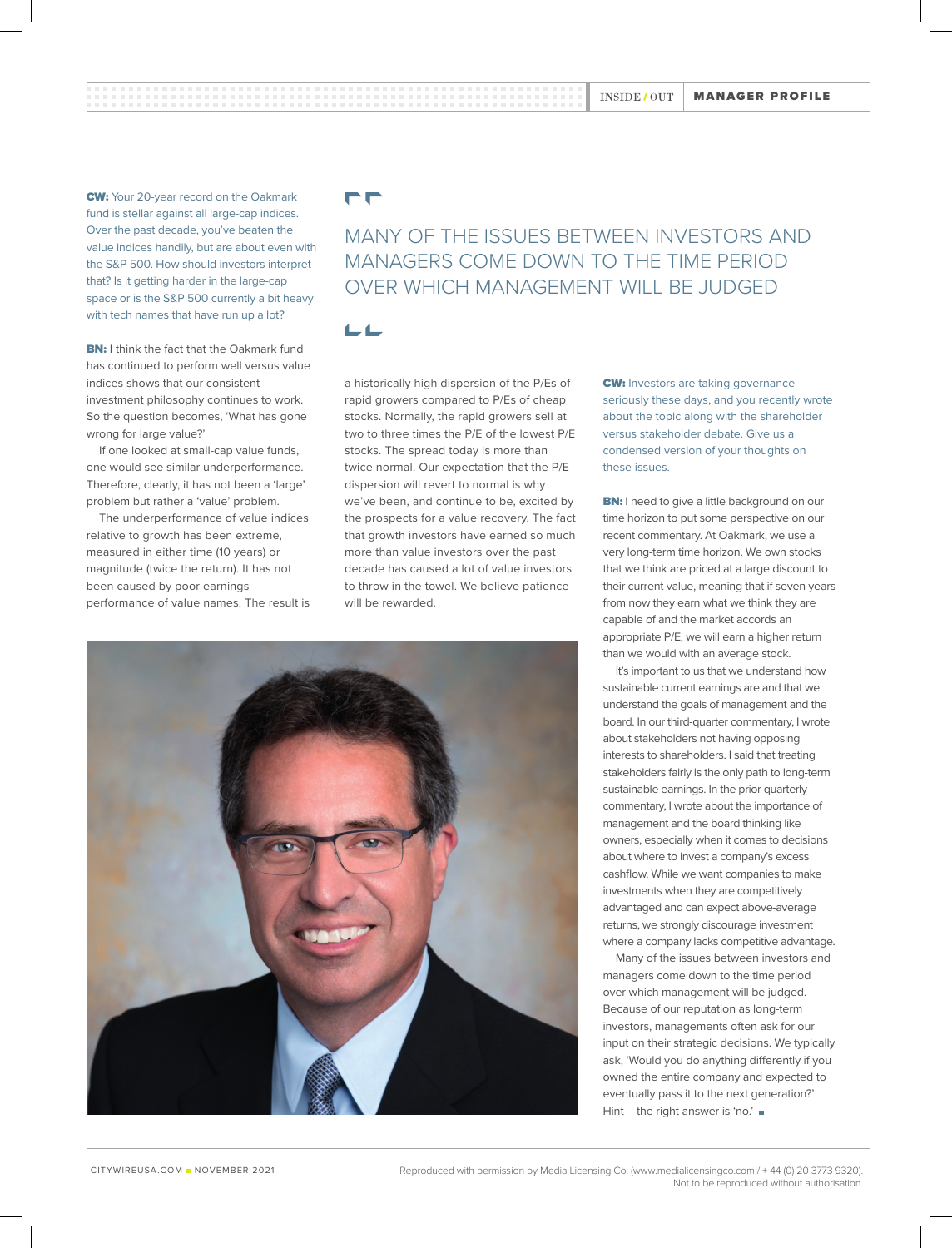**CW:** Your 20-year record on the Oakmark fund is stellar against all large-cap indices. Over the past decade, you've beaten the value indices handily, but are about even with the S&P 500. How should investors interpret that? Is it getting harder in the large-cap space or is the S&P 500 currently a bit heavy with tech names that have run up a lot?

**BN:** I think the fact that the Oakmark fund has continued to perform well versus value indices shows that our consistent investment philosophy continues to work. So the question becomes, 'What has gone wrong for large value?'

If one looked at small-cap value funds, one would see similar underperformance. Therefore, clearly, it has not been a 'large' problem but rather a 'value' problem.

The underperformance of value indices relative to growth has been extreme, measured in either time (10 years) or magnitude (twice the return). It has not been caused by poor earnings performance of value names. The result is a historically high dispersion of the P/Es of rapid growers compared to P/Es of cheap stocks. Normally, the rapid growers sell at two to three times the P/E of the lowest P/E stocks. The spread today is more than twice normal. Our expectation that the P/E dispersion will revert to normal is why we've been, and continue to be, excited by the prospects for a value recovery. The fact that growth investors have earned so much more than value investors over the past decade has caused a lot of value investors to throw in the towel. We believe patience will be rewarded.

> MANY OF THE ISSUES BETWEEN INVESTORS AND MANAGERS COME DOWN TO THE TIME PERIOD OVER WHICH MANAGEMENT WILL BE JUDGED

**CW:** Investors are taking governance seriously these days, and you recently wrote about the topic along with the shareholder versus stakeholder debate. Give us a condensed version of your thoughts on these issues.

**BN:** I need to give a little background on our time horizon to put some perspective on our recent commentary. At Oakmark, we use a very long-term time horizon. We own stocks that we think are priced at a large discount to their current value, meaning that if seven years from now they earn what we think they are capable of and the market accords an appropriate P/E, we will earn a higher return than we would with an average stock.

It's important to us that we understand how sustainable current earnings are and that we understand the goals of management and the board. In our third-quarter commentary, I wrote about stakeholders not having opposing interests to shareholders. I said that treating stakeholders fairly is the only path to long-term sustainable earnings. In the prior quarterly commentary, I wrote about the importance of management and the board thinking like owners, especially when it comes to decisions about where to invest a company's excess cashflow. While we want companies to make investments when they are competitively advantaged and can expect above-average returns, we strongly discourage investment where a company lacks competitive advantage.

Many of the issues between investors and managers come down to the time period over which management will be judged. Because of our reputation as long-term investors, managements often ask for our input on their strategic decisions. We typically ask, 'Would you do anything differently if you owned the entire company and expected to eventually pass it to the next generation?' Hint – the right answer is 'no.'

Reproduced with permission by Media Licensing Co. (www.medialicensingco.com / + 44 (0) 20 3773 9320). Not to be reproduced without authorisation.